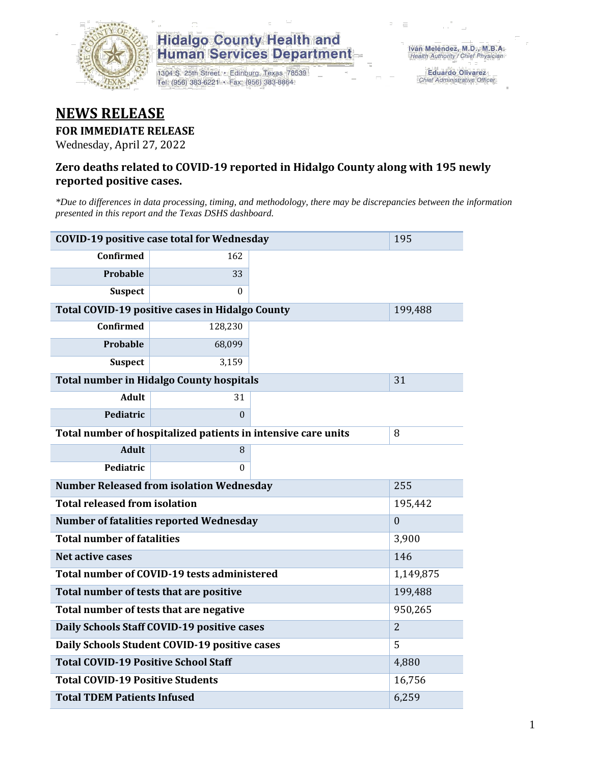Hidalgo County Health and Human Services Department

1304 S. 25th Street • Edinburg, Texas 78539
Tel: (956) 383-6221 • Fax: (956) 383-8864

Iván Meléndez, M.D., M.B.A.
Health Authority / Chief Physician

Eduardo Olivarez
Chief Administrative Officer

# NEWS RELEASE

**FOR IMMEDIATE RELEASE**

Wednesday, April 27, 2022

### Zero deaths related to COVID-19 reported in Hidalgo County along with 195 newly reported positive cases.

*\*Due to differences in data processing, timing, and methodology, there may be discrepancies between the information presented in this report and the Texas DSHS dashboard.*

| COVID-19 positive case total for Wednesday | | | 195 |
|---|---|---|---|
| **Confirmed** | 162 | | |
| **Probable** | 33 | | |
| **Suspect** | 0 | | |
| **Total COVID-19 positive cases in Hidalgo County** | | | 199,488 |
| **Confirmed** | 128,230 | | |
| **Probable** | 68,099 | | |
| **Suspect** | 3,159 | | |
| **Total number in Hidalgo County hospitals** | | | 31 |
| **Adult** | 31 | | |
| **Pediatric** | 0 | | |
| **Total number of hospitalized patients in intensive care units** | | | 8 |
| **Adult** | 8 | | |
| **Pediatric** | 0 | | |
| **Number Released from isolation Wednesday** | | | 255 |
| **Total released from isolation** | | | 195,442 |
| **Number of fatalities reported Wednesday** | | | 0 |
| **Total number of fatalities** | | | 3,900 |
| **Net active cases** | | | 146 |
| **Total number of COVID-19 tests administered** | | | 1,149,875 |
| **Total number of tests that are positive** | | | 199,488 |
| **Total number of tests that are negative** | | | 950,265 |
| **Daily Schools Staff COVID-19 positive cases** | | | 2 |
| **Daily Schools Student COVID-19 positive cases** | | | 5 |
| **Total COVID-19 Positive School Staff** | | | 4,880 |
| **Total COVID-19 Positive Students** | | | 16,756 |
| **Total TDEM Patients Infused** | | | 6,259 |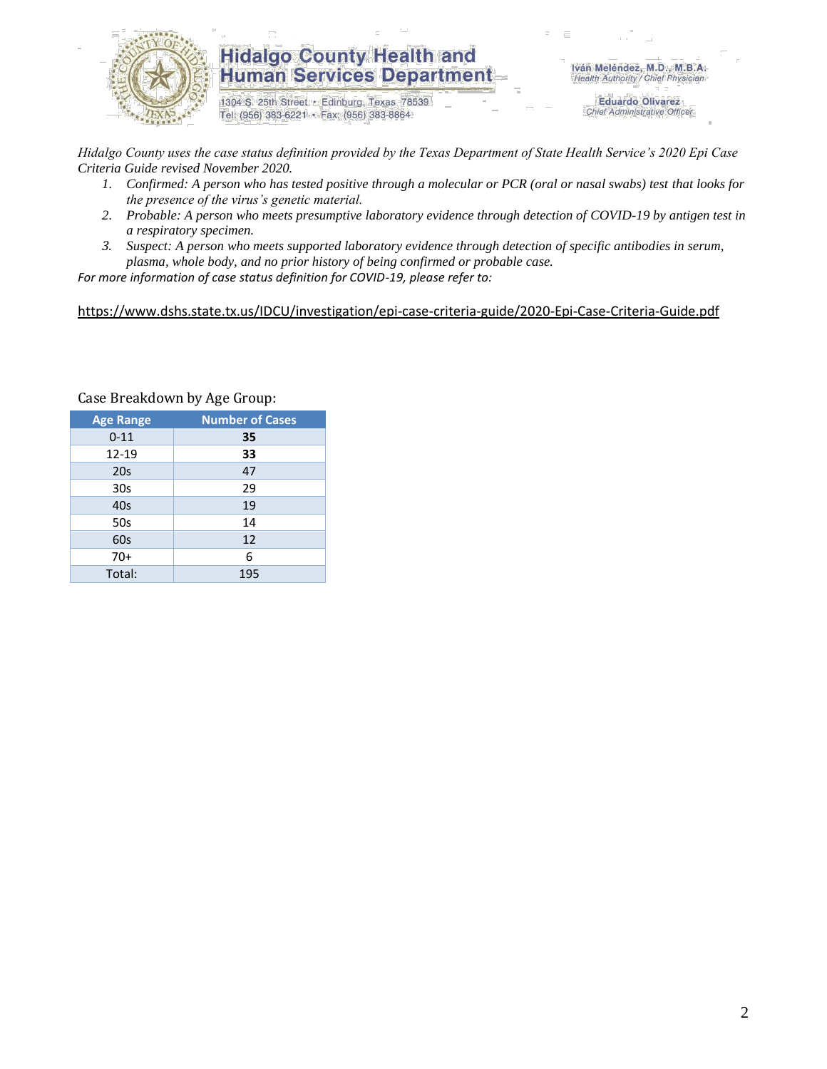*Hidalgo County uses the case status definition provided by the Texas Department of State Health Service's 2020 Epi Case Criteria Guide revised November 2020.*

1. *Confirmed: A person who has tested positive through a molecular or PCR (oral or nasal swabs) test that looks for the presence of the virus's genetic material.*
2. *Probable: A person who meets presumptive laboratory evidence through detection of COVID-19 by antigen test in a respiratory specimen.*
3. *Suspect: A person who meets supported laboratory evidence through detection of specific antibodies in serum, plasma, whole body, and no prior history of being confirmed or probable case.*

*For more information of case status definition for COVID-19, please refer to:*

https://www.dshs.state.tx.us/IDCU/investigation/epi-case-criteria-guide/2020-Epi-Case-Criteria-Guide.pdf

Case Breakdown by Age Group:

| Age Range | Number of Cases |
|---|---|
| 0-11 | **35** |
| 12-19 | **33** |
| 20s | 47 |
| 30s | 29 |
| 40s | 19 |
| 50s | 14 |
| 60s | 12 |
| 70+ | 6 |
| Total: | 195 |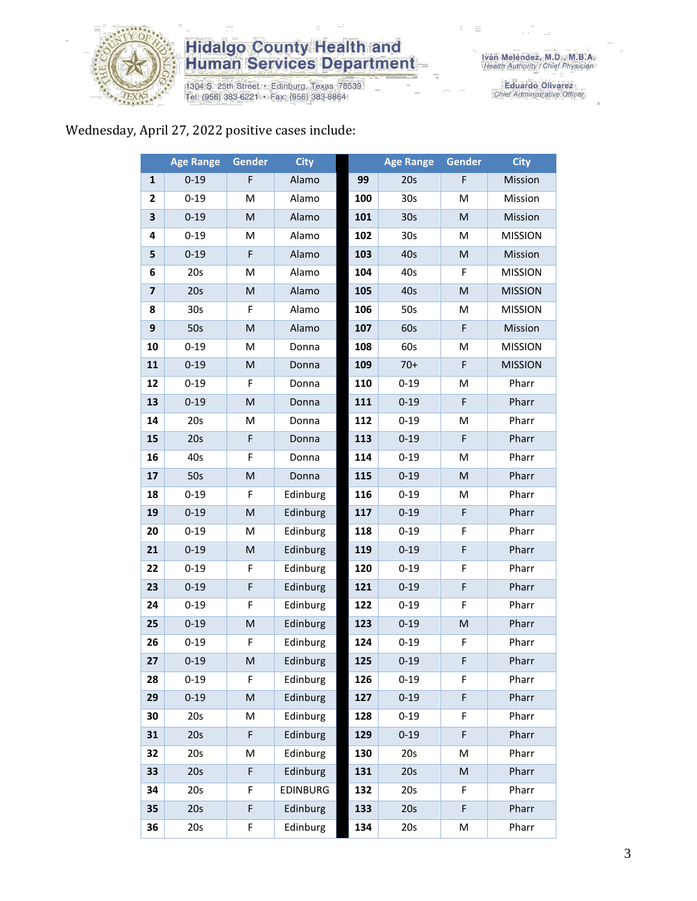Wednesday, April 27, 2022 positive cases include:

| | Age Range | Gender | City | | Age Range | Gender | City |
|---|---|---|---|---|---|---|---|
| 1 | 0-19 | F | Alamo | 99 | 20s | F | Mission |
| 2 | 0-19 | M | Alamo | 100 | 30s | M | Mission |
| 3 | 0-19 | M | Alamo | 101 | 30s | M | Mission |
| 4 | 0-19 | M | Alamo | 102 | 30s | M | MISSION |
| 5 | 0-19 | F | Alamo | 103 | 40s | M | Mission |
| 6 | 20s | M | Alamo | 104 | 40s | F | MISSION |
| 7 | 20s | M | Alamo | 105 | 40s | M | MISSION |
| 8 | 30s | F | Alamo | 106 | 50s | M | MISSION |
| 9 | 50s | M | Alamo | 107 | 60s | F | Mission |
| 10 | 0-19 | M | Donna | 108 | 60s | M | MISSION |
| 11 | 0-19 | M | Donna | 109 | 70+ | F | MISSION |
| 12 | 0-19 | F | Donna | 110 | 0-19 | M | Pharr |
| 13 | 0-19 | M | Donna | 111 | 0-19 | F | Pharr |
| 14 | 20s | M | Donna | 112 | 0-19 | M | Pharr |
| 15 | 20s | F | Donna | 113 | 0-19 | F | Pharr |
| 16 | 40s | F | Donna | 114 | 0-19 | M | Pharr |
| 17 | 50s | M | Donna | 115 | 0-19 | M | Pharr |
| 18 | 0-19 | F | Edinburg | 116 | 0-19 | M | Pharr |
| 19 | 0-19 | M | Edinburg | 117 | 0-19 | F | Pharr |
| 20 | 0-19 | M | Edinburg | 118 | 0-19 | F | Pharr |
| 21 | 0-19 | M | Edinburg | 119 | 0-19 | F | Pharr |
| 22 | 0-19 | F | Edinburg | 120 | 0-19 | F | Pharr |
| 23 | 0-19 | F | Edinburg | 121 | 0-19 | F | Pharr |
| 24 | 0-19 | F | Edinburg | 122 | 0-19 | F | Pharr |
| 25 | 0-19 | M | Edinburg | 123 | 0-19 | M | Pharr |
| 26 | 0-19 | F | Edinburg | 124 | 0-19 | F | Pharr |
| 27 | 0-19 | M | Edinburg | 125 | 0-19 | F | Pharr |
| 28 | 0-19 | F | Edinburg | 126 | 0-19 | F | Pharr |
| 29 | 0-19 | M | Edinburg | 127 | 0-19 | F | Pharr |
| 30 | 20s | M | Edinburg | 128 | 0-19 | F | Pharr |
| 31 | 20s | F | Edinburg | 129 | 0-19 | F | Pharr |
| 32 | 20s | M | Edinburg | 130 | 20s | M | Pharr |
| 33 | 20s | F | Edinburg | 131 | 20s | M | Pharr |
| 34 | 20s | F | EDINBURG | 132 | 20s | F | Pharr |
| 35 | 20s | F | Edinburg | 133 | 20s | F | Pharr |
| 36 | 20s | F | Edinburg | 134 | 20s | M | Pharr |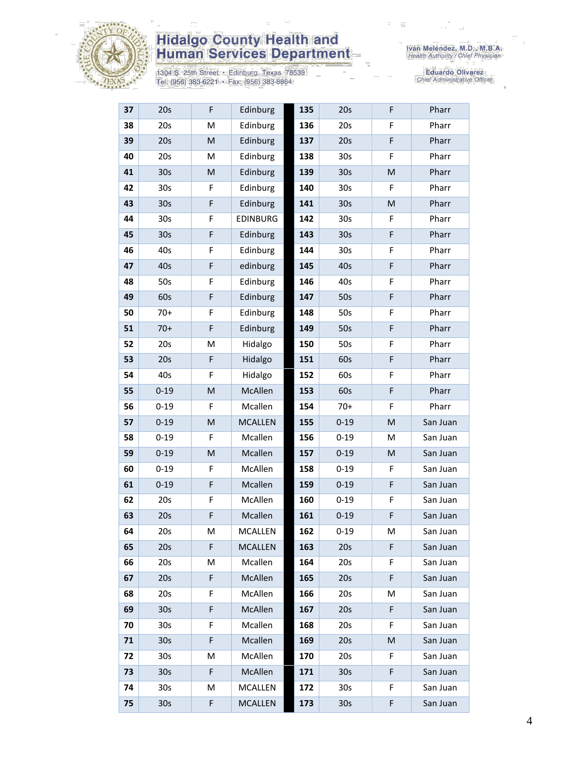# Hidalgo County Health and Human Services Department

1304 S. 25th Street • Edinburg, Texas 78539
Tel: (956) 383-6221 • Fax: (956) 383-8864

Iván Meléndez, M.D., M.B.A.
*Health Authority / Chief Physician*

Eduardo Olivarez
*Chief Administrative Officer*

| | | | | | | | |
|---|---|---|---|---|---|---|---|
| **37** | 20s | F | Edinburg | **135** | 20s | F | Pharr |
| **38** | 20s | M | Edinburg | **136** | 20s | F | Pharr |
| **39** | 20s | M | Edinburg | **137** | 20s | F | Pharr |
| **40** | 20s | M | Edinburg | **138** | 30s | F | Pharr |
| **41** | 30s | M | Edinburg | **139** | 30s | M | Pharr |
| **42** | 30s | F | Edinburg | **140** | 30s | F | Pharr |
| **43** | 30s | F | Edinburg | **141** | 30s | M | Pharr |
| **44** | 30s | F | EDINBURG | **142** | 30s | F | Pharr |
| **45** | 30s | F | Edinburg | **143** | 30s | F | Pharr |
| **46** | 40s | F | Edinburg | **144** | 30s | F | Pharr |
| **47** | 40s | F | edinburg | **145** | 40s | F | Pharr |
| **48** | 50s | F | Edinburg | **146** | 40s | F | Pharr |
| **49** | 60s | F | Edinburg | **147** | 50s | F | Pharr |
| **50** | 70+ | F | Edinburg | **148** | 50s | F | Pharr |
| **51** | 70+ | F | Edinburg | **149** | 50s | F | Pharr |
| **52** | 20s | M | Hidalgo | **150** | 50s | F | Pharr |
| **53** | 20s | F | Hidalgo | **151** | 60s | F | Pharr |
| **54** | 40s | F | Hidalgo | **152** | 60s | F | Pharr |
| **55** | 0-19 | M | McAllen | **153** | 60s | F | Pharr |
| **56** | 0-19 | F | Mcallen | **154** | 70+ | F | Pharr |
| **57** | 0-19 | M | MCALLEN | **155** | 0-19 | M | San Juan |
| **58** | 0-19 | F | Mcallen | **156** | 0-19 | M | San Juan |
| **59** | 0-19 | M | Mcallen | **157** | 0-19 | M | San Juan |
| **60** | 0-19 | F | McAllen | **158** | 0-19 | F | San Juan |
| **61** | 0-19 | F | Mcallen | **159** | 0-19 | F | San Juan |
| **62** | 20s | F | McAllen | **160** | 0-19 | F | San Juan |
| **63** | 20s | F | Mcallen | **161** | 0-19 | F | San Juan |
| **64** | 20s | M | MCALLEN | **162** | 0-19 | M | San Juan |
| **65** | 20s | F | MCALLEN | **163** | 20s | F | San Juan |
| **66** | 20s | M | Mcallen | **164** | 20s | F | San Juan |
| **67** | 20s | F | McAllen | **165** | 20s | F | San Juan |
| **68** | 20s | F | McAllen | **166** | 20s | M | San Juan |
| **69** | 30s | F | McAllen | **167** | 20s | F | San Juan |
| **70** | 30s | F | Mcallen | **168** | 20s | F | San Juan |
| **71** | 30s | F | Mcallen | **169** | 20s | M | San Juan |
| **72** | 30s | M | McAllen | **170** | 20s | F | San Juan |
| **73** | 30s | F | McAllen | **171** | 30s | F | San Juan |
| **74** | 30s | M | MCALLEN | **172** | 30s | F | San Juan |
| **75** | 30s | F | MCALLEN | **173** | 30s | F | San Juan |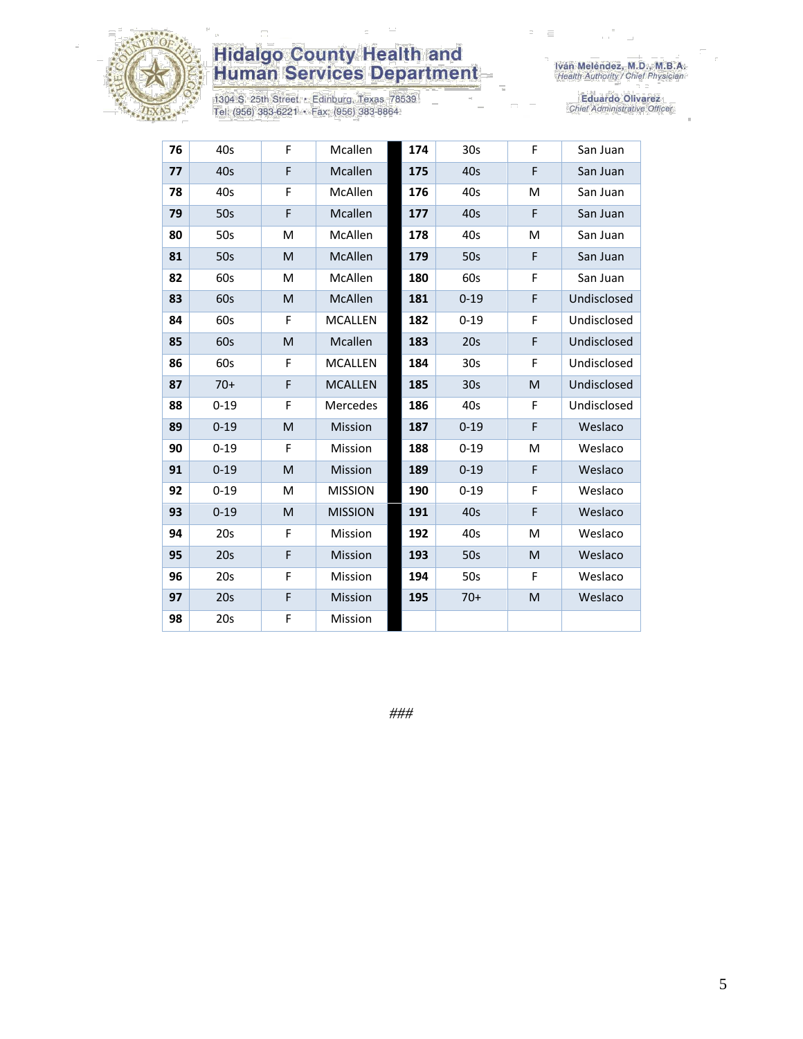| | | | | | | | |
|---|---|---|---|---|---|---|---|
| **76** | 40s | F | Mcallen | **174** | 30s | F | San Juan |
| **77** | 40s | F | Mcallen | **175** | 40s | F | San Juan |
| **78** | 40s | F | McAllen | **176** | 40s | M | San Juan |
| **79** | 50s | F | Mcallen | **177** | 40s | F | San Juan |
| **80** | 50s | M | McAllen | **178** | 40s | M | San Juan |
| **81** | 50s | M | McAllen | **179** | 50s | F | San Juan |
| **82** | 60s | M | McAllen | **180** | 60s | F | San Juan |
| **83** | 60s | M | McAllen | **181** | 0-19 | F | Undisclosed |
| **84** | 60s | F | MCALLEN | **182** | 0-19 | F | Undisclosed |
| **85** | 60s | M | Mcallen | **183** | 20s | F | Undisclosed |
| **86** | 60s | F | MCALLEN | **184** | 30s | F | Undisclosed |
| **87** | 70+ | F | MCALLEN | **185** | 30s | M | Undisclosed |
| **88** | 0-19 | F | Mercedes | **186** | 40s | F | Undisclosed |
| **89** | 0-19 | M | Mission | **187** | 0-19 | F | Weslaco |
| **90** | 0-19 | F | Mission | **188** | 0-19 | M | Weslaco |
| **91** | 0-19 | M | Mission | **189** | 0-19 | F | Weslaco |
| **92** | 0-19 | M | MISSION | **190** | 0-19 | F | Weslaco |
| **93** | 0-19 | M | MISSION | **191** | 40s | F | Weslaco |
| **94** | 20s | F | Mission | **192** | 40s | M | Weslaco |
| **95** | 20s | F | Mission | **193** | 50s | M | Weslaco |
| **96** | 20s | F | Mission | **194** | 50s | F | Weslaco |
| **97** | 20s | F | Mission | **195** | 70+ | M | Weslaco |
| **98** | 20s | F | Mission | | | | |

###